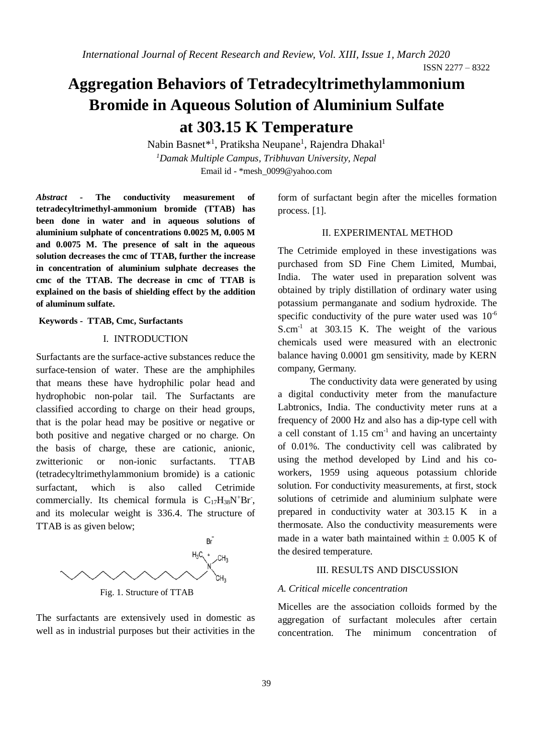# Aggregation Behaviors of Tetradecyltrimethylammonium Bromide in Aqueous Solution of Aluminium Sulfate at 303.15 K Temperature

Nabin Basnet*[1], Pratiksha Neupane[1], Rajendra Dhakal[1]

[1]*Damak Multiple Campus, Tribhuvan University, Nepal*

Email id - *mesh_0099@yahoo.com

***Abstract* - The conductivity measurement of tetradecyltrimethyl-ammonium bromide (TTAB) has been done in water and in aqueous solutions of aluminium sulphate of concentrations 0.0025 M, 0.005 M and 0.0075 M. The presence of salt in the aqueous solution decreases the cmc of TTAB, further the increase in concentration of aluminium sulphate decreases the cmc of the TTAB. The decrease in cmc of TTAB is explained on the basis of shielding effect by the addition of aluminum sulfate.**

**Keywords - TTAB, Cmc, Surfactants**

## I. INTRODUCTION

Surfactants are the surface-active substances reduce the surface-tension of water. These are the amphiphiles that means these have hydrophilic polar head and hydrophobic non-polar tail. The Surfactants are classified according to charge on their head groups, that is the polar head may be positive or negative or both positive and negative charged or no charge. On the basis of charge, these are cationic, anionic, zwitterionic or non-ionic surfactants. TTAB (tetradecyltrimethylammonium bromide) is a cationic surfactant, which is also called Cetrimide commercially. Its chemical formula is $C_{17}H_{38}N^{+}Br^{-}$, and its molecular weight is 336.4. The structure of TTAB is as given below;

Fig. 1. Structure of TTAB

The surfactants are extensively used in domestic as well as in industrial purposes but their activities in the form of surfactant begin after the micelles formation process. [1].

## II. EXPERIMENTAL METHOD

The Cetrimide employed in these investigations was purchased from SD Fine Chem Limited, Mumbai, India. The water used in preparation solvent was obtained by triply distillation of ordinary water using potassium permanganate and sodium hydroxide. The specific conductivity of the pure water used was $10^{-6}$ $S.cm^{-1}$ at 303.15 K. The weight of the various chemicals used were measured with an electronic balance having 0.0001 gm sensitivity, made by KERN company, Germany.

The conductivity data were generated by using a digital conductivity meter from the manufacture Labtronics, India. The conductivity meter runs at a frequency of 2000 Hz and also has a dip-type cell with a cell constant of 1.15 $cm^{-1}$ and having an uncertainty of 0.01%. The conductivity cell was calibrated by using the method developed by Lind and his co-workers, 1959 using aqueous potassium chloride solution. For conductivity measurements, at first, stock solutions of cetrimide and aluminium sulphate were prepared in conductivity water at 303.15 K in a thermosate. Also the conductivity measurements were made in a water bath maintained within $\pm$ 0.005 K of the desired temperature.

## III. RESULTS AND DISCUSSION

### *A. Critical micelle concentration*

Micelles are the association colloids formed by the aggregation of surfactant molecules after certain concentration. The minimum concentration of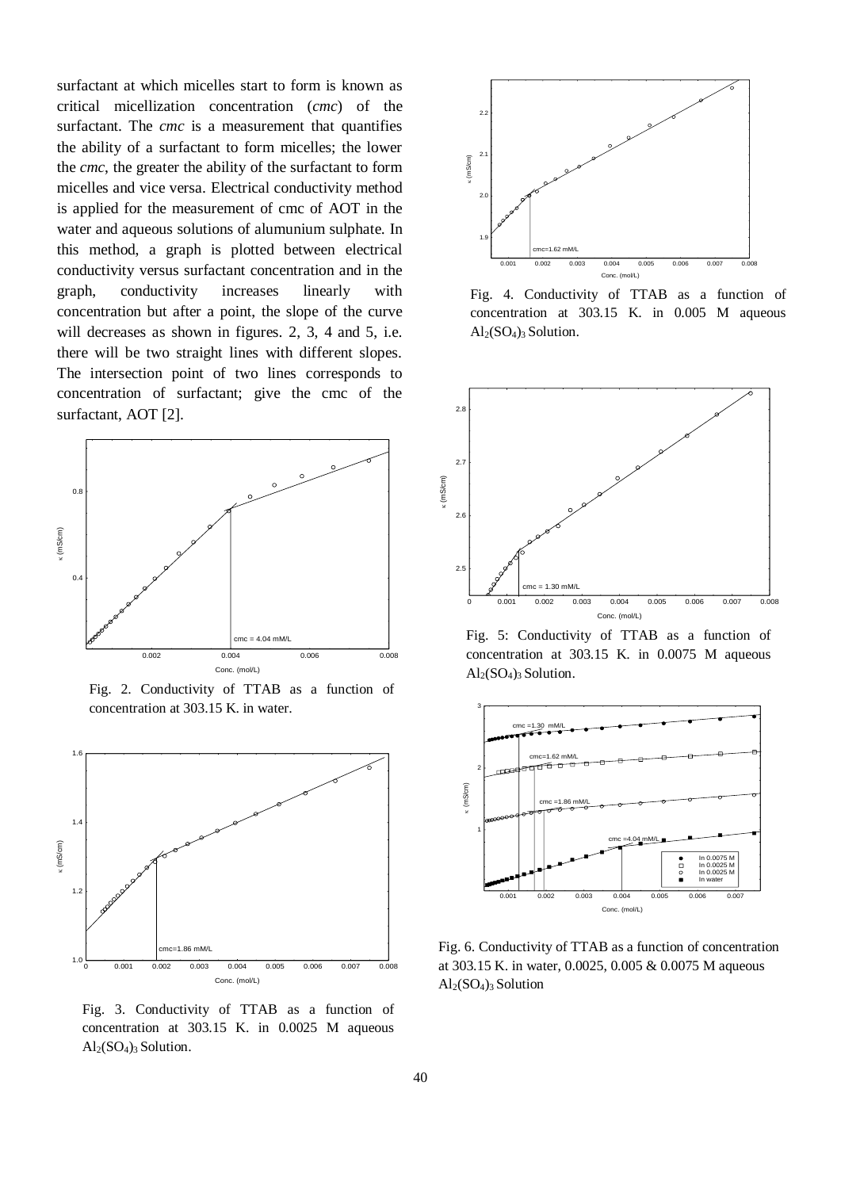surfactant at which micelles start to form is known as critical micellization concentration (*cmc*) of the surfactant. The *cmc* is a measurement that quantifies the ability of a surfactant to form micelles; the lower the *cmc*, the greater the ability of the surfactant to form micelles and vice versa. Electrical conductivity method is applied for the measurement of cmc of AOT in the water and aqueous solutions of alumunium sulphate. In this method, a graph is plotted between electrical conductivity versus surfactant concentration and in the graph, conductivity increases linearly with concentration but after a point, the slope of the curve will decreases as shown in figures. 2, 3, 4 and 5, i.e. there will be two straight lines with different slopes. The intersection point of two lines corresponds to concentration of surfactant; give the cmc of the surfactant, AOT [2].

Fig. 2. Conductivity of TTAB as a function of concentration at 303.15 K. in water.

Fig. 3. Conductivity of TTAB as a function of concentration at 303.15 K. in 0.0025 M aqueous $Al_2(SO_4)_3$ Solution.

Fig. 4. Conductivity of TTAB as a function of concentration at 303.15 K. in 0.005 M aqueous $Al_2(SO_4)_3$ Solution.

Fig. 5: Conductivity of TTAB as a function of concentration at 303.15 K. in 0.0075 M aqueous $Al_2(SO_4)_3$ Solution.

Fig. 6. Conductivity of TTAB as a function of concentration at 303.15 K. in water, 0.0025, 0.005 & 0.0075 M aqueous $Al_2(SO_4)_3$ Solution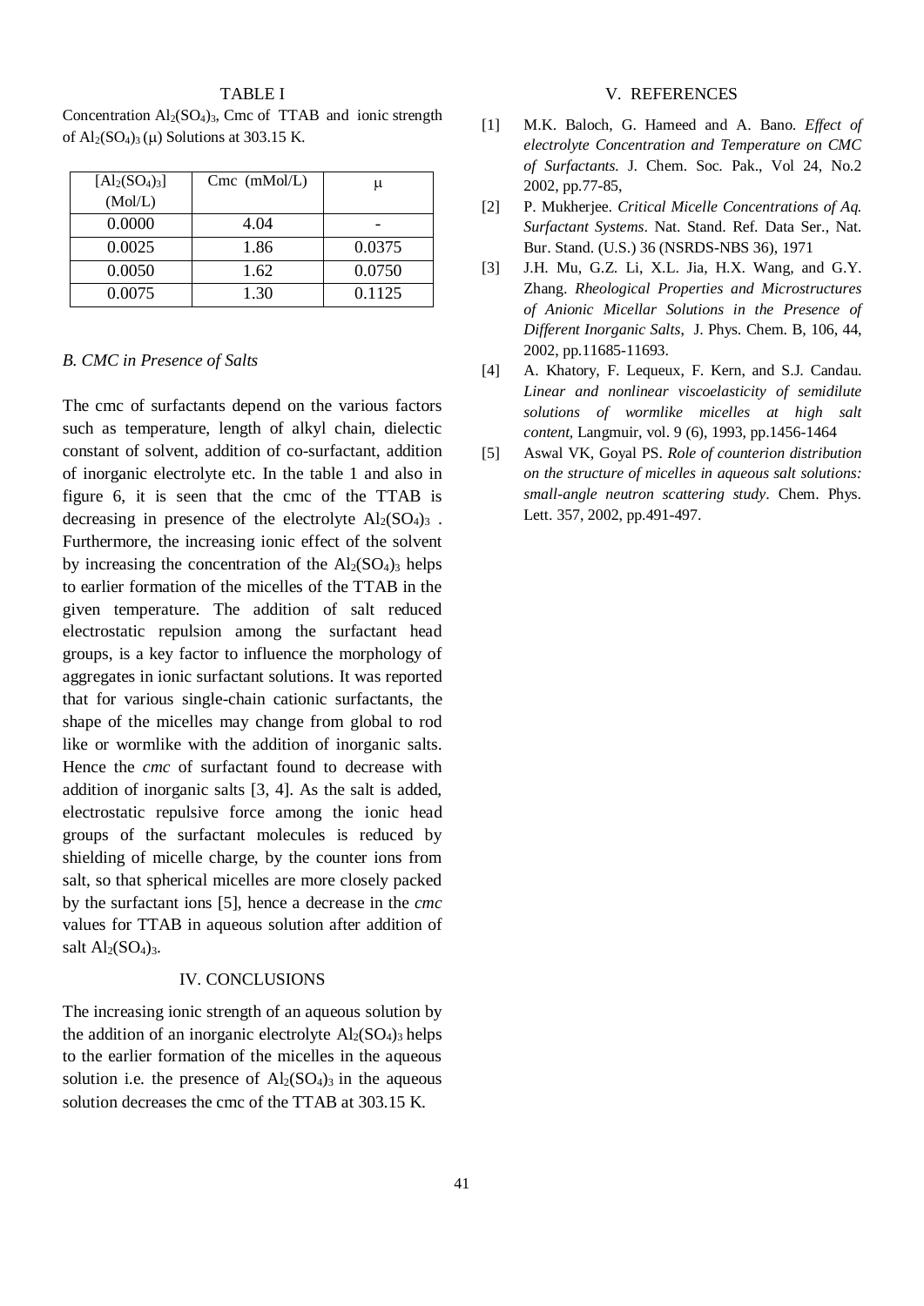TABLE I

Concentration $Al_2(SO_4)_3$, Cmc of TTAB and ionic strength of $Al_2(SO_4)_3$ ($\mu$) Solutions at 303.15 K.

| $[Al_2(SO_4)_3]$ (Mol/L) | Cmc (mMol/L) | $\mu$ |
|---|---|---|
| 0.0000 | 4.04 | - |
| 0.0025 | 1.86 | 0.0375 |
| 0.0050 | 1.62 | 0.0750 |
| 0.0075 | 1.30 | 0.1125 |

### *B. CMC in Presence of Salts*

The cmc of surfactants depend on the various factors such as temperature, length of alkyl chain, dielectic constant of solvent, addition of co-surfactant, addition of inorganic electrolyte etc. In the table 1 and also in figure 6, it is seen that the cmc of the TTAB is decreasing in presence of the electrolyte $Al_2(SO_4)_3$ . Furthermore, the increasing ionic effect of the solvent by increasing the concentration of the $Al_2(SO_4)_3$ helps to earlier formation of the micelles of the TTAB in the given temperature. The addition of salt reduced electrostatic repulsion among the surfactant head groups, is a key factor to influence the morphology of aggregates in ionic surfactant solutions. It was reported that for various single-chain cationic surfactants, the shape of the micelles may change from global to rod like or wormlike with the addition of inorganic salts. Hence the *cmc* of surfactant found to decrease with addition of inorganic salts [3, 4]. As the salt is added, electrostatic repulsive force among the ionic head groups of the surfactant molecules is reduced by shielding of micelle charge, by the counter ions from salt, so that spherical micelles are more closely packed by the surfactant ions [5], hence a decrease in the *cmc* values for TTAB in aqueous solution after addition of salt $Al_2(SO_4)_3$.

## IV. CONCLUSIONS

The increasing ionic strength of an aqueous solution by the addition of an inorganic electrolyte $Al_2(SO_4)_3$ helps to the earlier formation of the micelles in the aqueous solution i.e. the presence of $Al_2(SO_4)_3$ in the aqueous solution decreases the cmc of the TTAB at 303.15 K.

## V. REFERENCES

[1] M.K. Baloch, G. Hameed and A. Bano. *Effect of electrolyte Concentration and Temperature on CMC of Surfactants.* J. Chem. Soc. Pak., Vol 24, No.2 2002, pp.77-85,

[2] P. Mukherjee. *Critical Micelle Concentrations of Aq. Surfactant Systems*. Nat. Stand. Ref. Data Ser., Nat. Bur. Stand. (U.S.) 36 (NSRDS-NBS 36), 1971

[3] J.H. Mu, G.Z. Li, X.L. Jia, H.X. Wang, and G.Y. Zhang. *Rheological Properties and Microstructures of Anionic Micellar Solutions in the Presence of Different Inorganic Salts*, J. Phys. Chem. B, 106, 44, 2002, pp.11685-11693.

[4] A. Khatory, F. Lequeux, F. Kern, and S.J. Candau. *Linear and nonlinear viscoelasticity of semidilute solutions of wormlike micelles at high salt content*, Langmuir, vol. 9 (6), 1993, pp.1456-1464

[5] Aswal VK, Goyal PS. *Role of counterion distribution on the structure of micelles in aqueous salt solutions: small-angle neutron scattering study*. Chem. Phys. Lett. 357, 2002, pp.491-497.